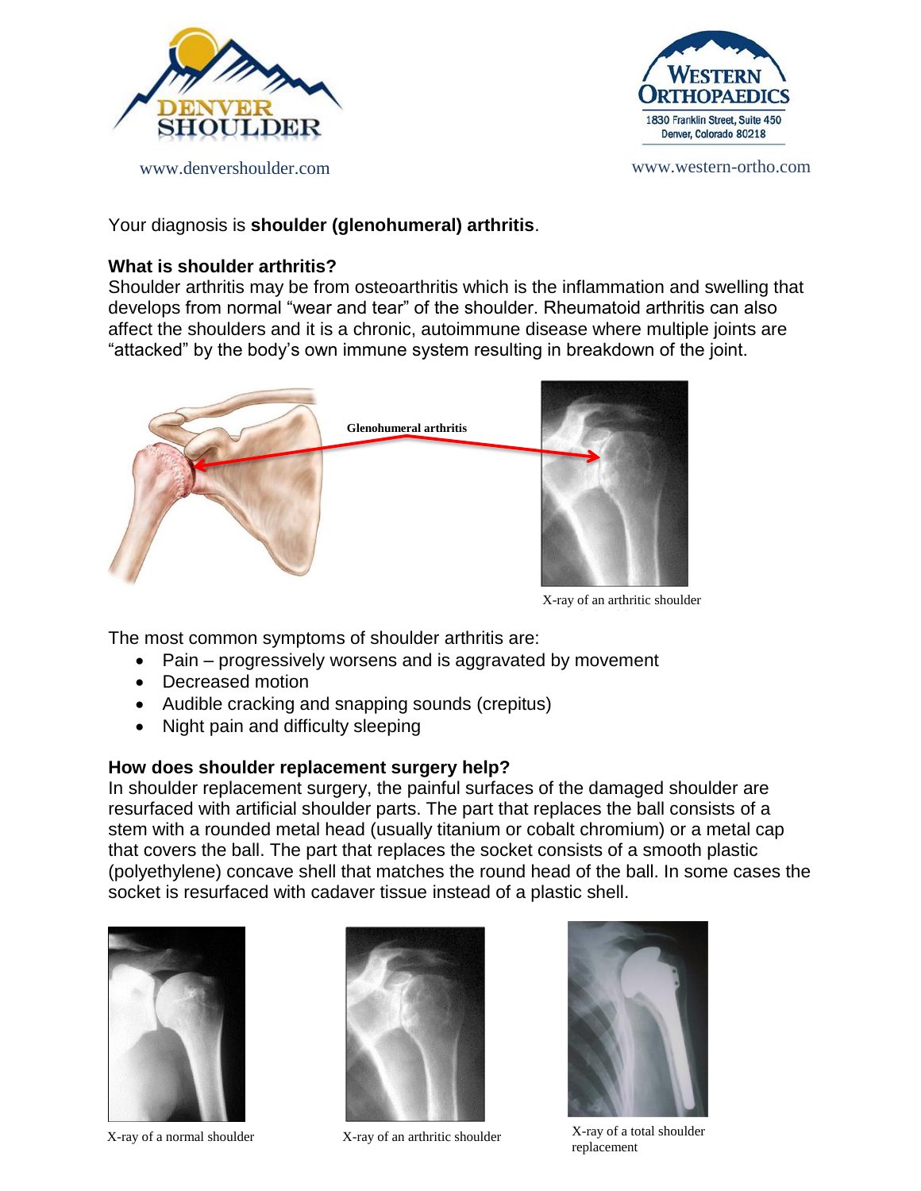www.denvershoulder.com

WESTERN ORTHOPAEDICS
1830 Franklin Street, Suite 450
Denver, Colorado 80218

www.western-ortho.com

Your diagnosis is **shoulder (glenohumeral) arthritis**.

### What is shoulder arthritis?

Shoulder arthritis may be from osteoarthritis which is the inflammation and swelling that develops from normal "wear and tear" of the shoulder. Rheumatoid arthritis can also affect the shoulders and it is a chronic, autoimmune disease where multiple joints are "attacked" by the body's own immune system resulting in breakdown of the joint.

Glenohumeral arthritis

X-ray of an arthritic shoulder

The most common symptoms of shoulder arthritis are:

- Pain – progressively worsens and is aggravated by movement
- Decreased motion
- Audible cracking and snapping sounds (crepitus)
- Night pain and difficulty sleeping

### How does shoulder replacement surgery help?

In shoulder replacement surgery, the painful surfaces of the damaged shoulder are resurfaced with artificial shoulder parts. The part that replaces the ball consists of a stem with a rounded metal head (usually titanium or cobalt chromium) or a metal cap that covers the ball. The part that replaces the socket consists of a smooth plastic (polyethylene) concave shell that matches the round head of the ball. In some cases the socket is resurfaced with cadaver tissue instead of a plastic shell.

X-ray of a normal shoulder

X-ray of an arthritic shoulder

X-ray of a total shoulder replacement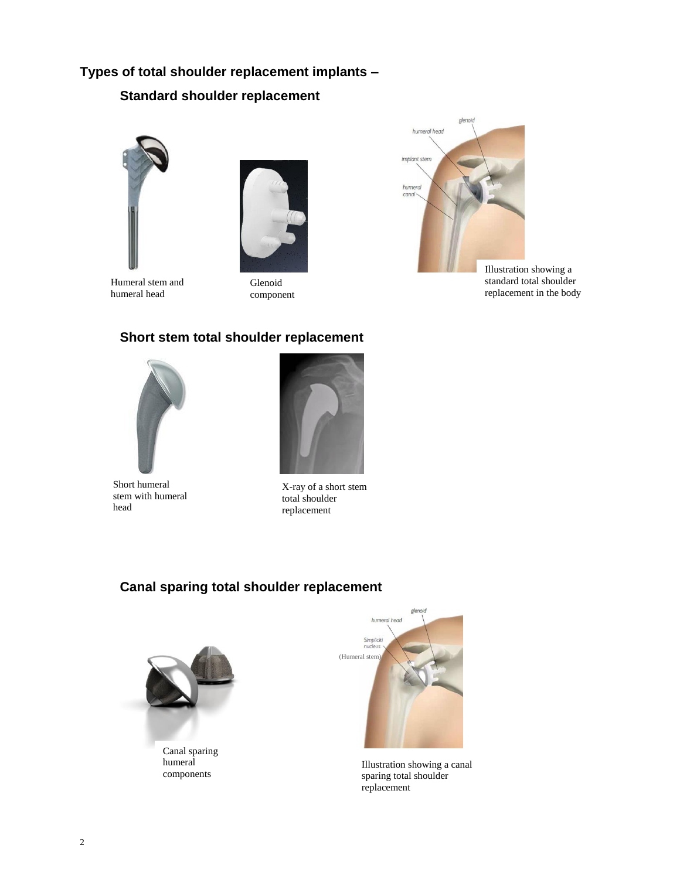## Types of total shoulder replacement implants –

### Standard shoulder replacement

Humeral stem and humeral head

Glenoid component

glenoid

humeral head

implant stem

humeral canal

Illustration showing a standard total shoulder replacement in the body

### Short stem total shoulder replacement

Short humeral stem with humeral head

X-ray of a short stem total shoulder replacement

### Canal sparing total shoulder replacement

Canal sparing humeral components

glenoid

humeral head

Simpliciti nucleus

(Humeral stem)

Illustration showing a canal sparing total shoulder replacement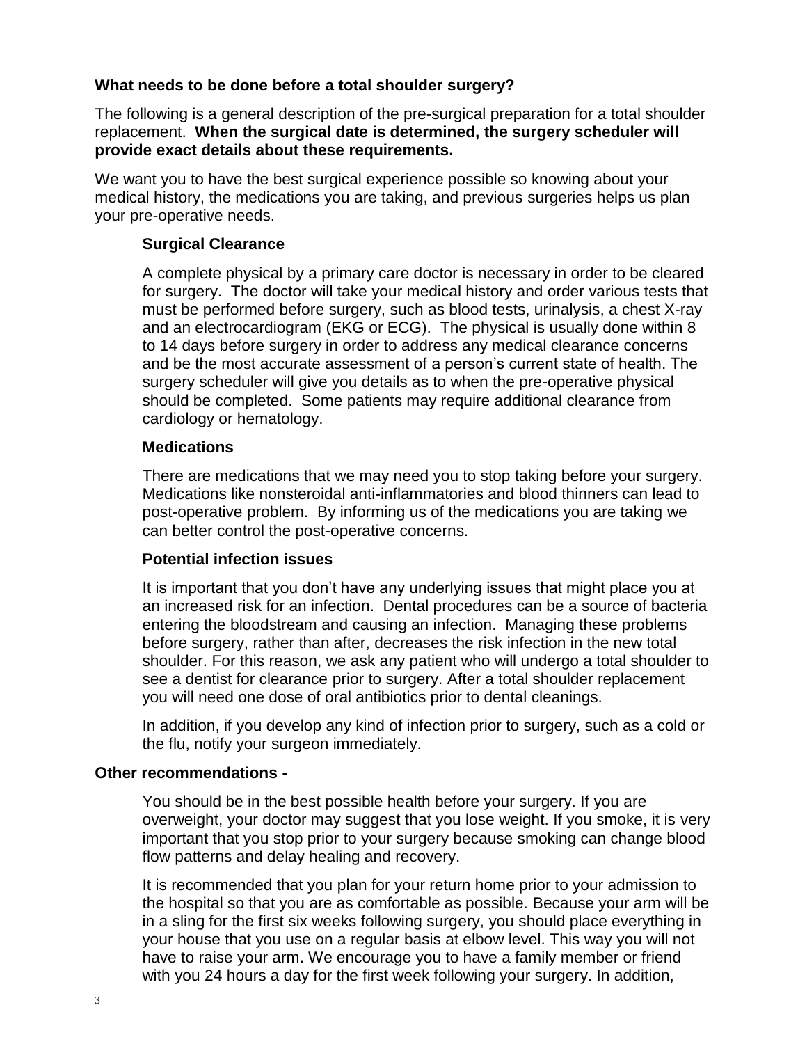**What needs to be done before a total shoulder surgery?**

The following is a general description of the pre-surgical preparation for a total shoulder replacement. **When the surgical date is determined, the surgery scheduler will provide exact details about these requirements.**

We want you to have the best surgical experience possible so knowing about your medical history, the medications you are taking, and previous surgeries helps us plan your pre-operative needs.

**Surgical Clearance**

A complete physical by a primary care doctor is necessary in order to be cleared for surgery. The doctor will take your medical history and order various tests that must be performed before surgery, such as blood tests, urinalysis, a chest X-ray and an electrocardiogram (EKG or ECG). The physical is usually done within 8 to 14 days before surgery in order to address any medical clearance concerns and be the most accurate assessment of a person's current state of health. The surgery scheduler will give you details as to when the pre-operative physical should be completed. Some patients may require additional clearance from cardiology or hematology.

**Medications**

There are medications that we may need you to stop taking before your surgery. Medications like nonsteroidal anti-inflammatories and blood thinners can lead to post-operative problem. By informing us of the medications you are taking we can better control the post-operative concerns.

**Potential infection issues**

It is important that you don't have any underlying issues that might place you at an increased risk for an infection. Dental procedures can be a source of bacteria entering the bloodstream and causing an infection. Managing these problems before surgery, rather than after, decreases the risk infection in the new total shoulder. For this reason, we ask any patient who will undergo a total shoulder to see a dentist for clearance prior to surgery. After a total shoulder replacement you will need one dose of oral antibiotics prior to dental cleanings.

In addition, if you develop any kind of infection prior to surgery, such as a cold or the flu, notify your surgeon immediately.

**Other recommendations -**

You should be in the best possible health before your surgery. If you are overweight, your doctor may suggest that you lose weight. If you smoke, it is very important that you stop prior to your surgery because smoking can change blood flow patterns and delay healing and recovery.

It is recommended that you plan for your return home prior to your admission to the hospital so that you are as comfortable as possible. Because your arm will be in a sling for the first six weeks following surgery, you should place everything in your house that you use on a regular basis at elbow level. This way you will not have to raise your arm. We encourage you to have a family member or friend with you 24 hours a day for the first week following your surgery. In addition,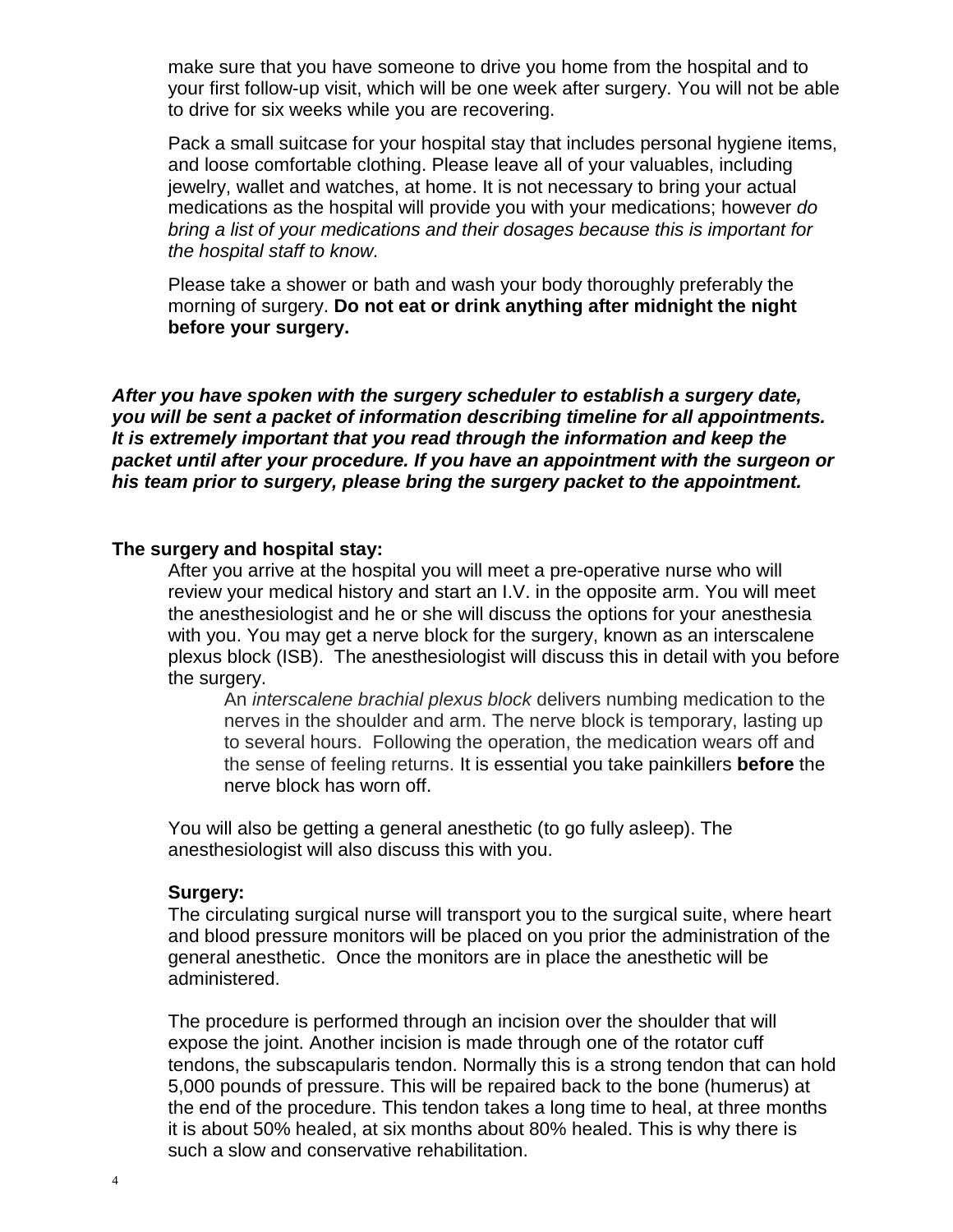make sure that you have someone to drive you home from the hospital and to your first follow-up visit, which will be one week after surgery. You will not be able to drive for six weeks while you are recovering.

Pack a small suitcase for your hospital stay that includes personal hygiene items, and loose comfortable clothing. Please leave all of your valuables, including jewelry, wallet and watches, at home. It is not necessary to bring your actual medications as the hospital will provide you with your medications; however *do bring a list of your medications and their dosages because this is important for the hospital staff to know*.

Please take a shower or bath and wash your body thoroughly preferably the morning of surgery. **Do not eat or drink anything after midnight the night before your surgery.**

***After you have spoken with the surgery scheduler to establish a surgery date, you will be sent a packet of information describing timeline for all appointments. It is extremely important that you read through the information and keep the packet until after your procedure. If you have an appointment with the surgeon or his team prior to surgery, please bring the surgery packet to the appointment.***

**The surgery and hospital stay:**

After you arrive at the hospital you will meet a pre-operative nurse who will review your medical history and start an I.V. in the opposite arm. You will meet the anesthesiologist and he or she will discuss the options for your anesthesia with you. You may get a nerve block for the surgery, known as an interscalene plexus block (ISB). The anesthesiologist will discuss this in detail with you before the surgery.

> An *interscalene brachial plexus block* delivers numbing medication to the nerves in the shoulder and arm. The nerve block is temporary, lasting up to several hours. Following the operation, the medication wears off and the sense of feeling returns. It is essential you take painkillers **before** the nerve block has worn off.

You will also be getting a general anesthetic (to go fully asleep). The anesthesiologist will also discuss this with you.

**Surgery:**

The circulating surgical nurse will transport you to the surgical suite, where heart and blood pressure monitors will be placed on you prior the administration of the general anesthetic. Once the monitors are in place the anesthetic will be administered.

The procedure is performed through an incision over the shoulder that will expose the joint. Another incision is made through one of the rotator cuff tendons, the subscapularis tendon. Normally this is a strong tendon that can hold 5,000 pounds of pressure. This will be repaired back to the bone (humerus) at the end of the procedure. This tendon takes a long time to heal, at three months it is about 50% healed, at six months about 80% healed. This is why there is such a slow and conservative rehabilitation.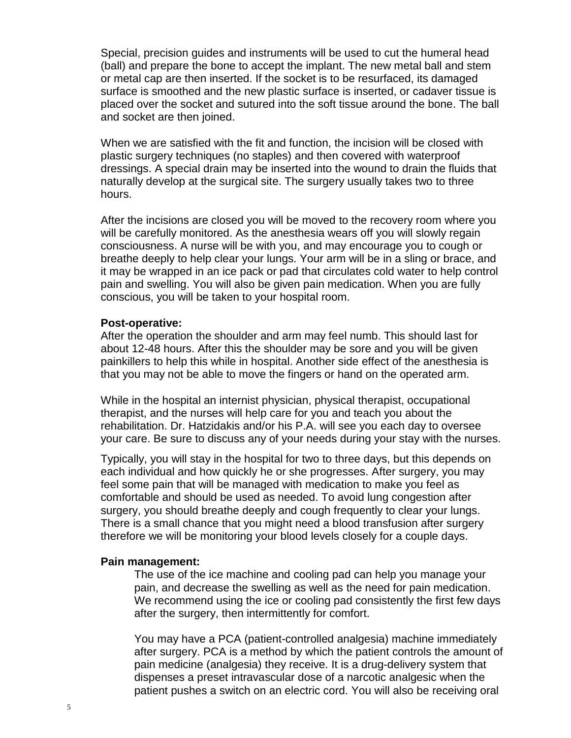Special, precision guides and instruments will be used to cut the humeral head (ball) and prepare the bone to accept the implant. The new metal ball and stem or metal cap are then inserted. If the socket is to be resurfaced, its damaged surface is smoothed and the new plastic surface is inserted, or cadaver tissue is placed over the socket and sutured into the soft tissue around the bone. The ball and socket are then joined.

When we are satisfied with the fit and function, the incision will be closed with plastic surgery techniques (no staples) and then covered with waterproof dressings. A special drain may be inserted into the wound to drain the fluids that naturally develop at the surgical site. The surgery usually takes two to three hours.

After the incisions are closed you will be moved to the recovery room where you will be carefully monitored. As the anesthesia wears off you will slowly regain consciousness. A nurse will be with you, and may encourage you to cough or breathe deeply to help clear your lungs. Your arm will be in a sling or brace, and it may be wrapped in an ice pack or pad that circulates cold water to help control pain and swelling. You will also be given pain medication. When you are fully conscious, you will be taken to your hospital room.

**Post-operative:**

After the operation the shoulder and arm may feel numb. This should last for about 12-48 hours. After this the shoulder may be sore and you will be given painkillers to help this while in hospital. Another side effect of the anesthesia is that you may not be able to move the fingers or hand on the operated arm.

While in the hospital an internist physician, physical therapist, occupational therapist, and the nurses will help care for you and teach you about the rehabilitation. Dr. Hatzidakis and/or his P.A. will see you each day to oversee your care. Be sure to discuss any of your needs during your stay with the nurses.

Typically, you will stay in the hospital for two to three days, but this depends on each individual and how quickly he or she progresses. After surgery, you may feel some pain that will be managed with medication to make you feel as comfortable and should be used as needed. To avoid lung congestion after surgery, you should breathe deeply and cough frequently to clear your lungs. There is a small chance that you might need a blood transfusion after surgery therefore we will be monitoring your blood levels closely for a couple days.

**Pain management:**

The use of the ice machine and cooling pad can help you manage your pain, and decrease the swelling as well as the need for pain medication. We recommend using the ice or cooling pad consistently the first few days after the surgery, then intermittently for comfort.

You may have a PCA (patient-controlled analgesia) machine immediately after surgery. PCA is a method by which the patient controls the amount of pain medicine (analgesia) they receive. It is a drug-delivery system that dispenses a preset intravascular dose of a narcotic analgesic when the patient pushes a switch on an electric cord. You will also be receiving oral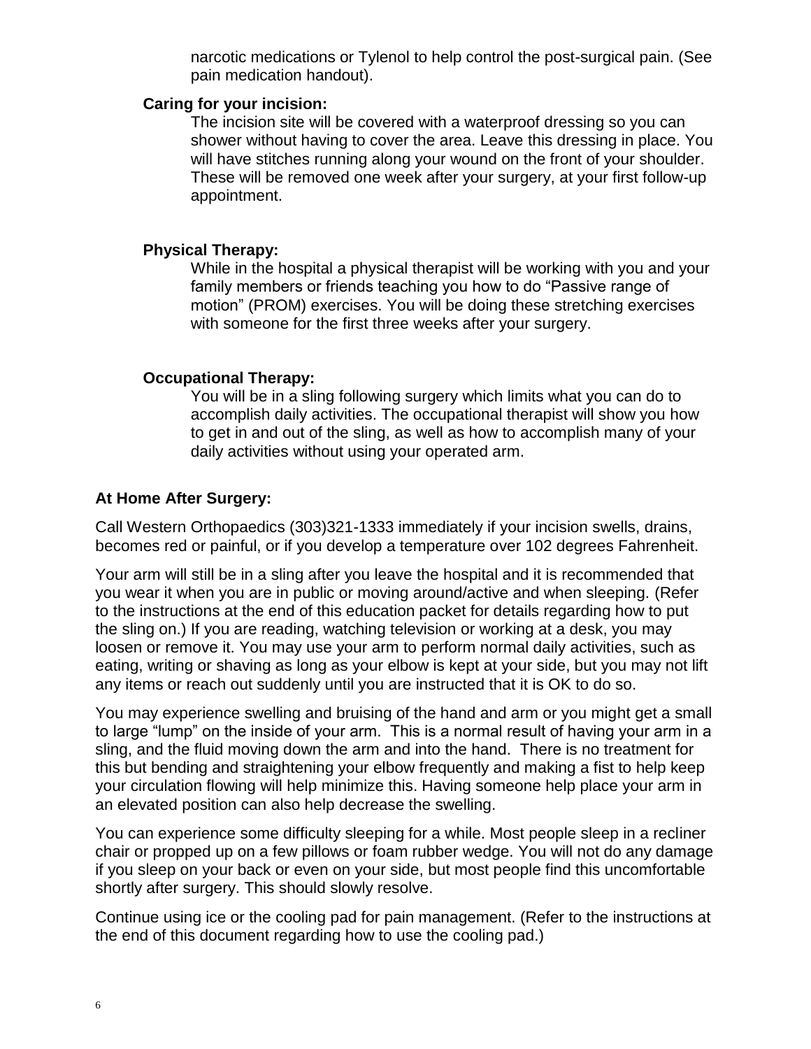narcotic medications or Tylenol to help control the post-surgical pain. (See pain medication handout).

**Caring for your incision:**

The incision site will be covered with a waterproof dressing so you can shower without having to cover the area. Leave this dressing in place. You will have stitches running along your wound on the front of your shoulder. These will be removed one week after your surgery, at your first follow-up appointment.

**Physical Therapy:**

While in the hospital a physical therapist will be working with you and your family members or friends teaching you how to do “Passive range of motion” (PROM) exercises. You will be doing these stretching exercises with someone for the first three weeks after your surgery.

**Occupational Therapy:**

You will be in a sling following surgery which limits what you can do to accomplish daily activities. The occupational therapist will show you how to get in and out of the sling, as well as how to accomplish many of your daily activities without using your operated arm.

## At Home After Surgery:

Call Western Orthopaedics (303)321-1333 immediately if your incision swells, drains, becomes red or painful, or if you develop a temperature over 102 degrees Fahrenheit.

Your arm will still be in a sling after you leave the hospital and it is recommended that you wear it when you are in public or moving around/active and when sleeping. (Refer to the instructions at the end of this education packet for details regarding how to put the sling on.) If you are reading, watching television or working at a desk, you may loosen or remove it. You may use your arm to perform normal daily activities, such as eating, writing or shaving as long as your elbow is kept at your side, but you may not lift any items or reach out suddenly until you are instructed that it is OK to do so.

You may experience swelling and bruising of the hand and arm or you might get a small to large “lump” on the inside of your arm. This is a normal result of having your arm in a sling, and the fluid moving down the arm and into the hand. There is no treatment for this but bending and straightening your elbow frequently and making a fist to help keep your circulation flowing will help minimize this. Having someone help place your arm in an elevated position can also help decrease the swelling.

You can experience some difficulty sleeping for a while. Most people sleep in a recliner chair or propped up on a few pillows or foam rubber wedge. You will not do any damage if you sleep on your back or even on your side, but most people find this uncomfortable shortly after surgery. This should slowly resolve.

Continue using ice or the cooling pad for pain management. (Refer to the instructions at the end of this document regarding how to use the cooling pad.)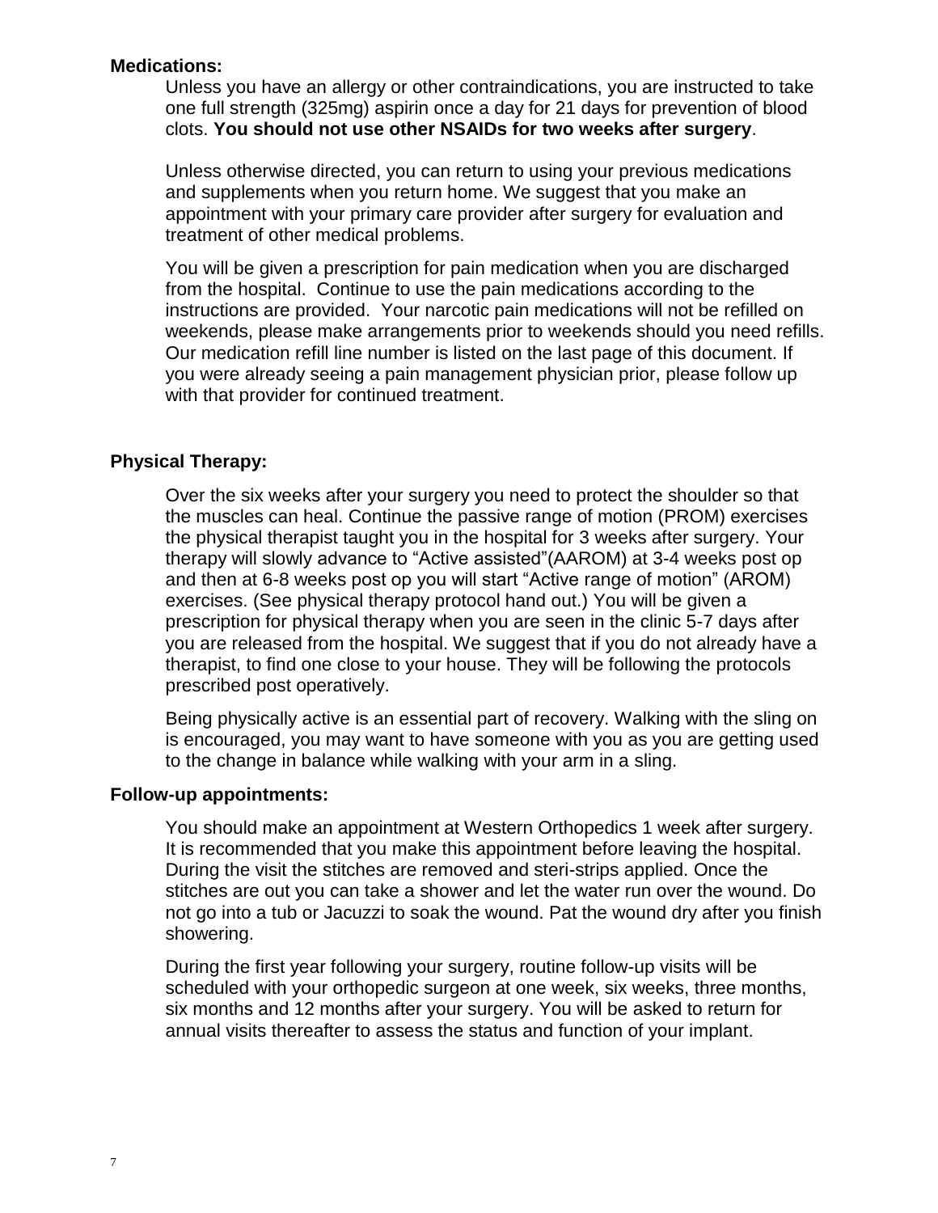**Medications:**

Unless you have an allergy or other contraindications, you are instructed to take one full strength (325mg) aspirin once a day for 21 days for prevention of blood clots. **You should not use other NSAIDs for two weeks after surgery**.

Unless otherwise directed, you can return to using your previous medications and supplements when you return home. We suggest that you make an appointment with your primary care provider after surgery for evaluation and treatment of other medical problems.

You will be given a prescription for pain medication when you are discharged from the hospital. Continue to use the pain medications according to the instructions are provided. Your narcotic pain medications will not be refilled on weekends, please make arrangements prior to weekends should you need refills. Our medication refill line number is listed on the last page of this document. If you were already seeing a pain management physician prior, please follow up with that provider for continued treatment.

**Physical Therapy:**

Over the six weeks after your surgery you need to protect the shoulder so that the muscles can heal. Continue the passive range of motion (PROM) exercises the physical therapist taught you in the hospital for 3 weeks after surgery. Your therapy will slowly advance to "Active assisted"(AAROM) at 3-4 weeks post op and then at 6-8 weeks post op you will start "Active range of motion" (AROM) exercises. (See physical therapy protocol hand out.) You will be given a prescription for physical therapy when you are seen in the clinic 5-7 days after you are released from the hospital. We suggest that if you do not already have a therapist, to find one close to your house. They will be following the protocols prescribed post operatively.

Being physically active is an essential part of recovery. Walking with the sling on is encouraged, you may want to have someone with you as you are getting used to the change in balance while walking with your arm in a sling.

**Follow-up appointments:**

You should make an appointment at Western Orthopedics 1 week after surgery. It is recommended that you make this appointment before leaving the hospital. During the visit the stitches are removed and steri-strips applied. Once the stitches are out you can take a shower and let the water run over the wound. Do not go into a tub or Jacuzzi to soak the wound. Pat the wound dry after you finish showering.

During the first year following your surgery, routine follow-up visits will be scheduled with your orthopedic surgeon at one week, six weeks, three months, six months and 12 months after your surgery. You will be asked to return for annual visits thereafter to assess the status and function of your implant.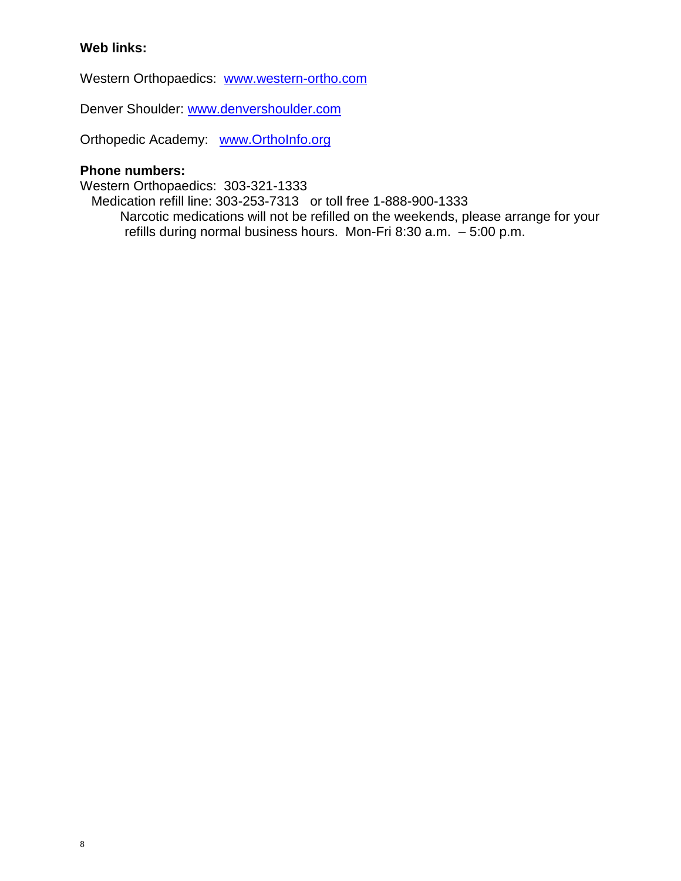**Web links:**

Western Orthopaedics: [www.western-ortho.com](http://www.western-ortho.com)

Denver Shoulder: [www.denvershoulder.com](http://www.denvershoulder.com)

Orthopedic Academy: [www.OrthoInfo.org](http://www.OrthoInfo.org)

**Phone numbers:**

Western Orthopaedics: 303-321-1333

Medication refill line: 303-253-7313 or toll free 1-888-900-1333

Narcotic medications will not be refilled on the weekends, please arrange for your refills during normal business hours. Mon-Fri 8:30 a.m. – 5:00 p.m.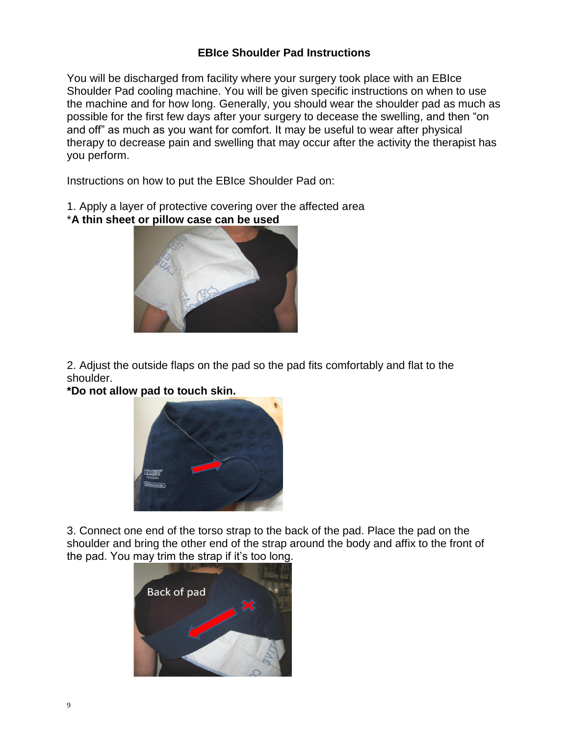# EBIce Shoulder Pad Instructions

You will be discharged from facility where your surgery took place with an EBIce Shoulder Pad cooling machine. You will be given specific instructions on when to use the machine and for how long. Generally, you should wear the shoulder pad as much as possible for the first few days after your surgery to decease the swelling, and then "on and off" as much as you want for comfort. It may be useful to wear after physical therapy to decrease pain and swelling that may occur after the activity the therapist has you perform.

Instructions on how to put the EBIce Shoulder Pad on:

1. Apply a layer of protective covering over the affected area
*A thin sheet or pillow case can be used**

2. Adjust the outside flaps on the pad so the pad fits comfortably and flat to the shoulder.
**\*Do not allow pad to touch skin.**

3. Connect one end of the torso strap to the back of the pad. Place the pad on the shoulder and bring the other end of the strap around the body and affix to the front of the pad. You may trim the strap if it's too long.

Back of pad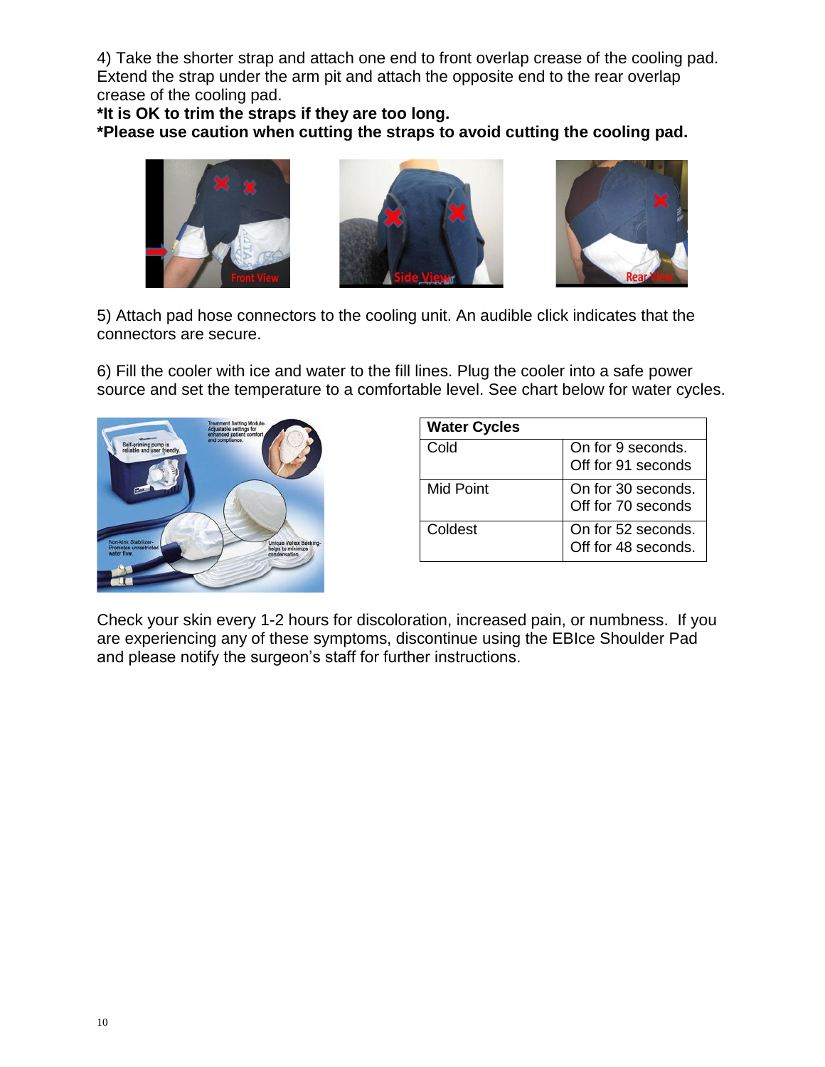4) Take the shorter strap and attach one end to front overlap crease of the cooling pad. Extend the strap under the arm pit and attach the opposite end to the rear overlap crease of the cooling pad.

**\*It is OK to trim the straps if they are too long.**

**\*Please use caution when cutting the straps to avoid cutting the cooling pad.**

5) Attach pad hose connectors to the cooling unit. An audible click indicates that the connectors are secure.

6) Fill the cooler with ice and water to the fill lines. Plug the cooler into a safe power source and set the temperature to a comfortable level. See chart below for water cycles.

| Water Cycles | |
|---|---|
| Cold | On for 9 seconds. Off for 91 seconds |
| Mid Point | On for 30 seconds. Off for 70 seconds |
| Coldest | On for 52 seconds. Off for 48 seconds. |

Check your skin every 1-2 hours for discoloration, increased pain, or numbness. If you are experiencing any of these symptoms, discontinue using the EBIce Shoulder Pad and please notify the surgeon's staff for further instructions.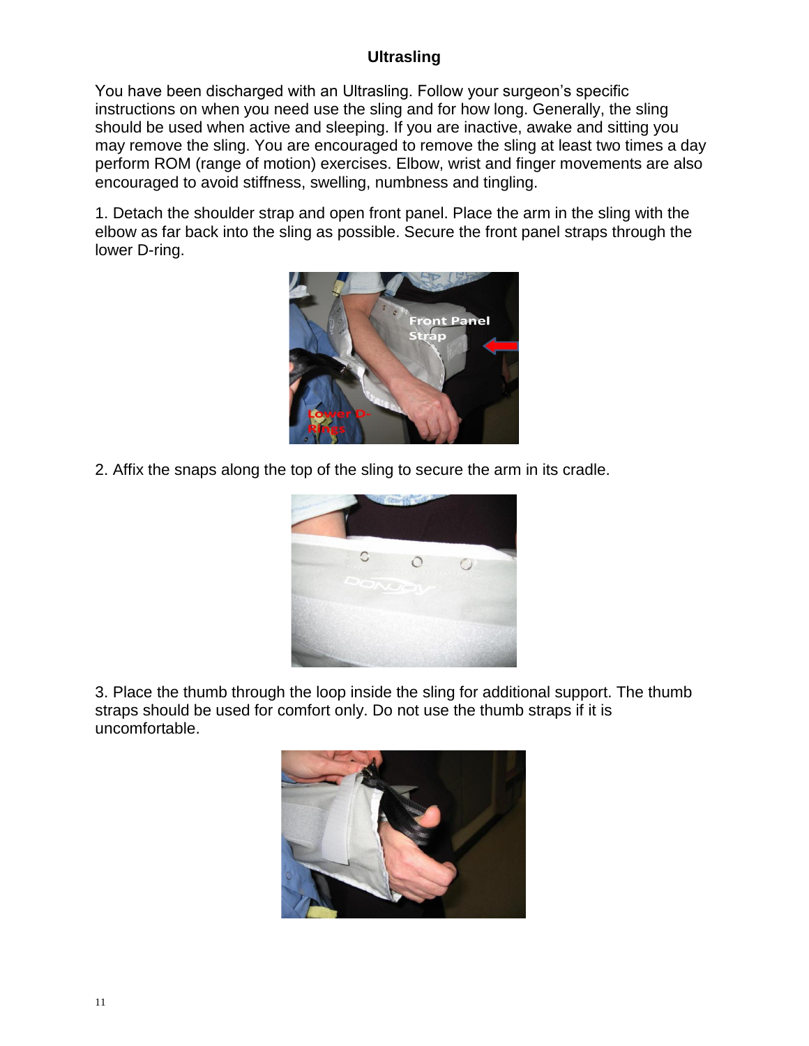# Ultrasling

You have been discharged with an Ultrasling. Follow your surgeon's specific instructions on when you need use the sling and for how long. Generally, the sling should be used when active and sleeping. If you are inactive, awake and sitting you may remove the sling. You are encouraged to remove the sling at least two times a day perform ROM (range of motion) exercises. Elbow, wrist and finger movements are also encouraged to avoid stiffness, swelling, numbness and tingling.

1. Detach the shoulder strap and open front panel. Place the arm in the sling with the elbow as far back into the sling as possible. Secure the front panel straps through the lower D-ring.

2. Affix the snaps along the top of the sling to secure the arm in its cradle.

3. Place the thumb through the loop inside the sling for additional support. The thumb straps should be used for comfort only. Do not use the thumb straps if it is uncomfortable.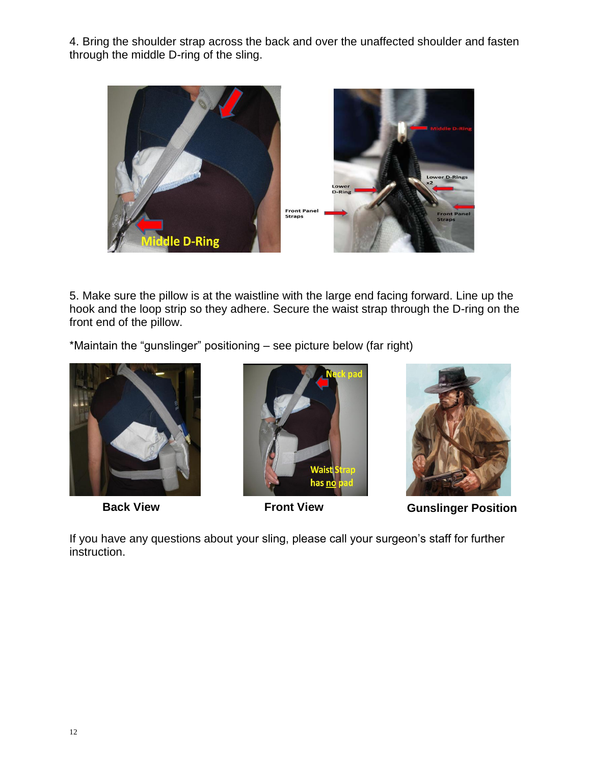4. Bring the shoulder strap across the back and over the unaffected shoulder and fasten through the middle D-ring of the sling.

5. Make sure the pillow is at the waistline with the large end facing forward. Line up the hook and the loop strip so they adhere. Secure the waist strap through the D-ring on the front end of the pillow.

*Maintain the "gunslinger" positioning – see picture below (far right)

**Back View** **Front View** **Gunslinger Position**

If you have any questions about your sling, please call your surgeon's staff for further instruction.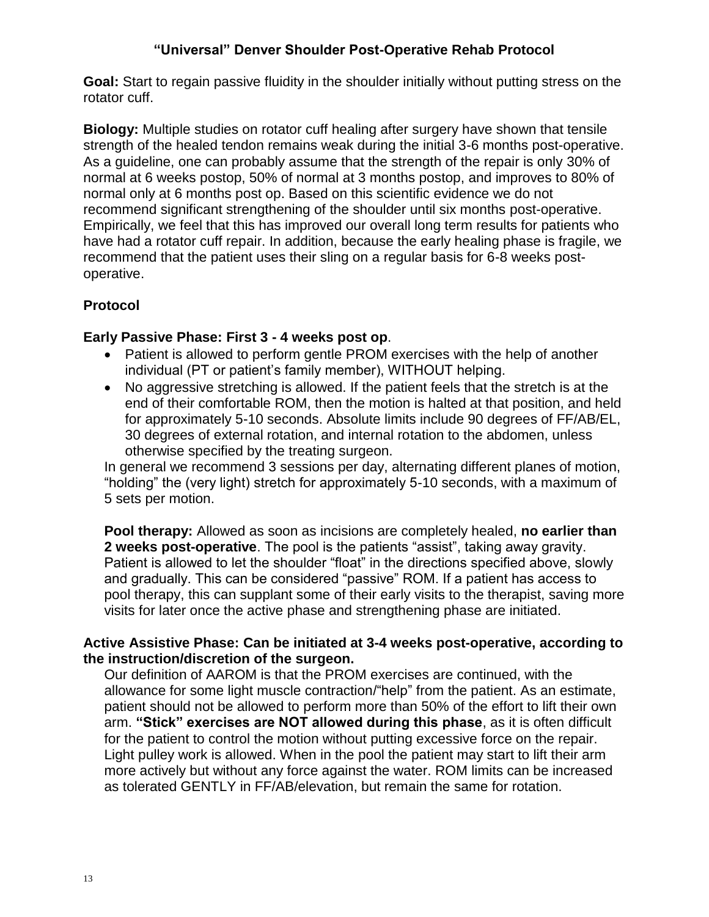# "Universal" Denver Shoulder Post-Operative Rehab Protocol

**Goal:** Start to regain passive fluidity in the shoulder initially without putting stress on the rotator cuff.

**Biology:** Multiple studies on rotator cuff healing after surgery have shown that tensile strength of the healed tendon remains weak during the initial 3-6 months post-operative. As a guideline, one can probably assume that the strength of the repair is only 30% of normal at 6 weeks postop, 50% of normal at 3 months postop, and improves to 80% of normal only at 6 months post op. Based on this scientific evidence we do not recommend significant strengthening of the shoulder until six months post-operative. Empirically, we feel that this has improved our overall long term results for patients who have had a rotator cuff repair. In addition, because the early healing phase is fragile, we recommend that the patient uses their sling on a regular basis for 6-8 weeks post-operative.

## Protocol

### Early Passive Phase: First 3 - 4 weeks post op.

- Patient is allowed to perform gentle PROM exercises with the help of another individual (PT or patient's family member), WITHOUT helping.
- No aggressive stretching is allowed. If the patient feels that the stretch is at the end of their comfortable ROM, then the motion is halted at that position, and held for approximately 5-10 seconds. Absolute limits include 90 degrees of FF/AB/EL, 30 degrees of external rotation, and internal rotation to the abdomen, unless otherwise specified by the treating surgeon.

In general we recommend 3 sessions per day, alternating different planes of motion, "holding" the (very light) stretch for approximately 5-10 seconds, with a maximum of 5 sets per motion.

**Pool therapy:** Allowed as soon as incisions are completely healed, **no earlier than 2 weeks post-operative**. The pool is the patients "assist", taking away gravity. Patient is allowed to let the shoulder "float" in the directions specified above, slowly and gradually. This can be considered "passive" ROM. If a patient has access to pool therapy, this can supplant some of their early visits to the therapist, saving more visits for later once the active phase and strengthening phase are initiated.

### Active Assistive Phase: Can be initiated at 3-4 weeks post-operative, according to the instruction/discretion of the surgeon.

Our definition of AAROM is that the PROM exercises are continued, with the allowance for some light muscle contraction/"help" from the patient. As an estimate, patient should not be allowed to perform more than 50% of the effort to lift their own arm. **"Stick" exercises are NOT allowed during this phase**, as it is often difficult for the patient to control the motion without putting excessive force on the repair. Light pulley work is allowed. When in the pool the patient may start to lift their arm more actively but without any force against the water. ROM limits can be increased as tolerated GENTLY in FF/AB/elevation, but remain the same for rotation.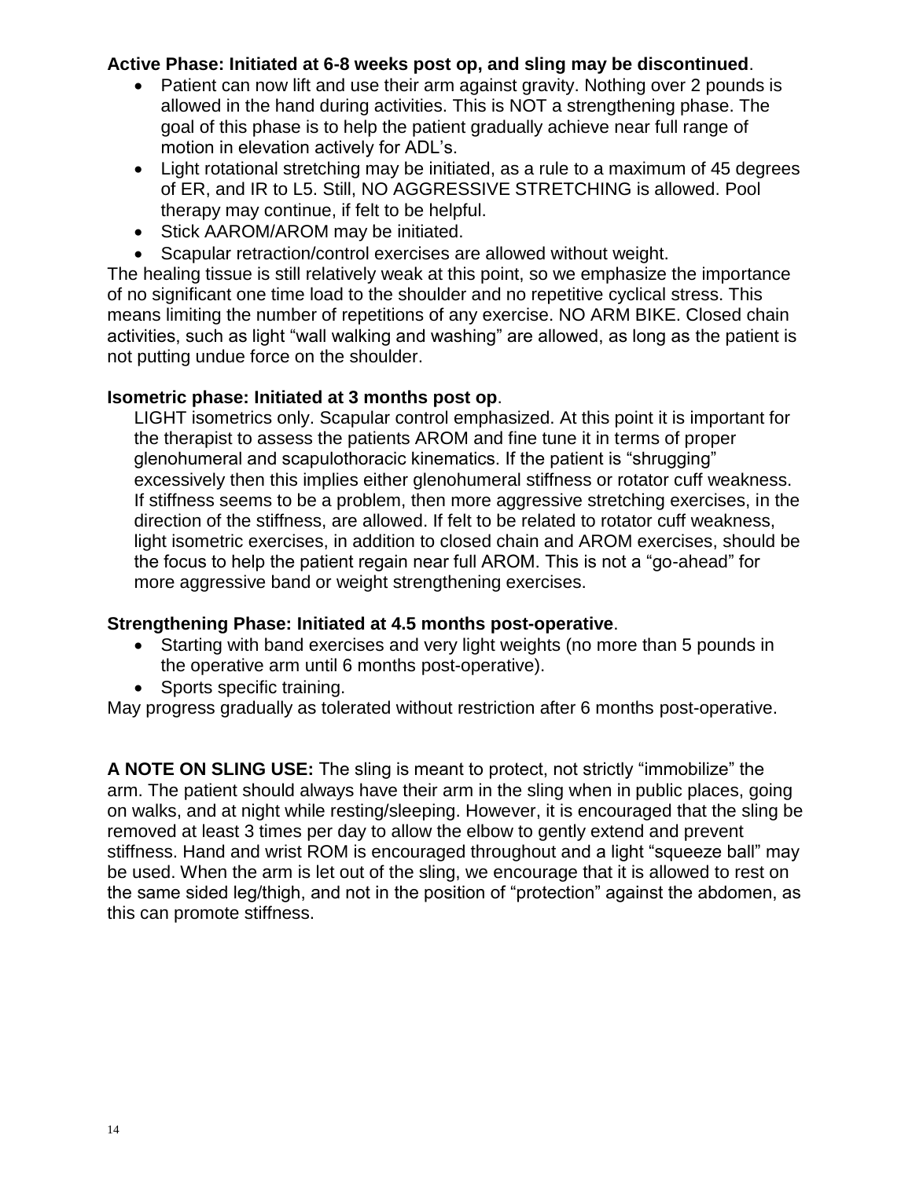**Active Phase: Initiated at 6-8 weeks post op, and sling may be discontinued**.

- Patient can now lift and use their arm against gravity. Nothing over 2 pounds is allowed in the hand during activities. This is NOT a strengthening phase. The goal of this phase is to help the patient gradually achieve near full range of motion in elevation actively for ADL's.
- Light rotational stretching may be initiated, as a rule to a maximum of 45 degrees of ER, and IR to L5. Still, NO AGGRESSIVE STRETCHING is allowed. Pool therapy may continue, if felt to be helpful.
- Stick AAROM/AROM may be initiated.
- Scapular retraction/control exercises are allowed without weight.

The healing tissue is still relatively weak at this point, so we emphasize the importance of no significant one time load to the shoulder and no repetitive cyclical stress. This means limiting the number of repetitions of any exercise. NO ARM BIKE. Closed chain activities, such as light "wall walking and washing" are allowed, as long as the patient is not putting undue force on the shoulder.

**Isometric phase: Initiated at 3 months post op**.

LIGHT isometrics only. Scapular control emphasized. At this point it is important for the therapist to assess the patients AROM and fine tune it in terms of proper glenohumeral and scapulothoracic kinematics. If the patient is "shrugging" excessively then this implies either glenohumeral stiffness or rotator cuff weakness. If stiffness seems to be a problem, then more aggressive stretching exercises, in the direction of the stiffness, are allowed. If felt to be related to rotator cuff weakness, light isometric exercises, in addition to closed chain and AROM exercises, should be the focus to help the patient regain near full AROM. This is not a "go-ahead" for more aggressive band or weight strengthening exercises.

**Strengthening Phase: Initiated at 4.5 months post-operative**.

- Starting with band exercises and very light weights (no more than 5 pounds in the operative arm until 6 months post-operative).
- Sports specific training.

May progress gradually as tolerated without restriction after 6 months post-operative.

**A NOTE ON SLING USE:** The sling is meant to protect, not strictly "immobilize" the arm. The patient should always have their arm in the sling when in public places, going on walks, and at night while resting/sleeping. However, it is encouraged that the sling be removed at least 3 times per day to allow the elbow to gently extend and prevent stiffness. Hand and wrist ROM is encouraged throughout and a light "squeeze ball" may be used. When the arm is let out of the sling, we encourage that it is allowed to rest on the same sided leg/thigh, and not in the position of "protection" against the abdomen, as this can promote stiffness.